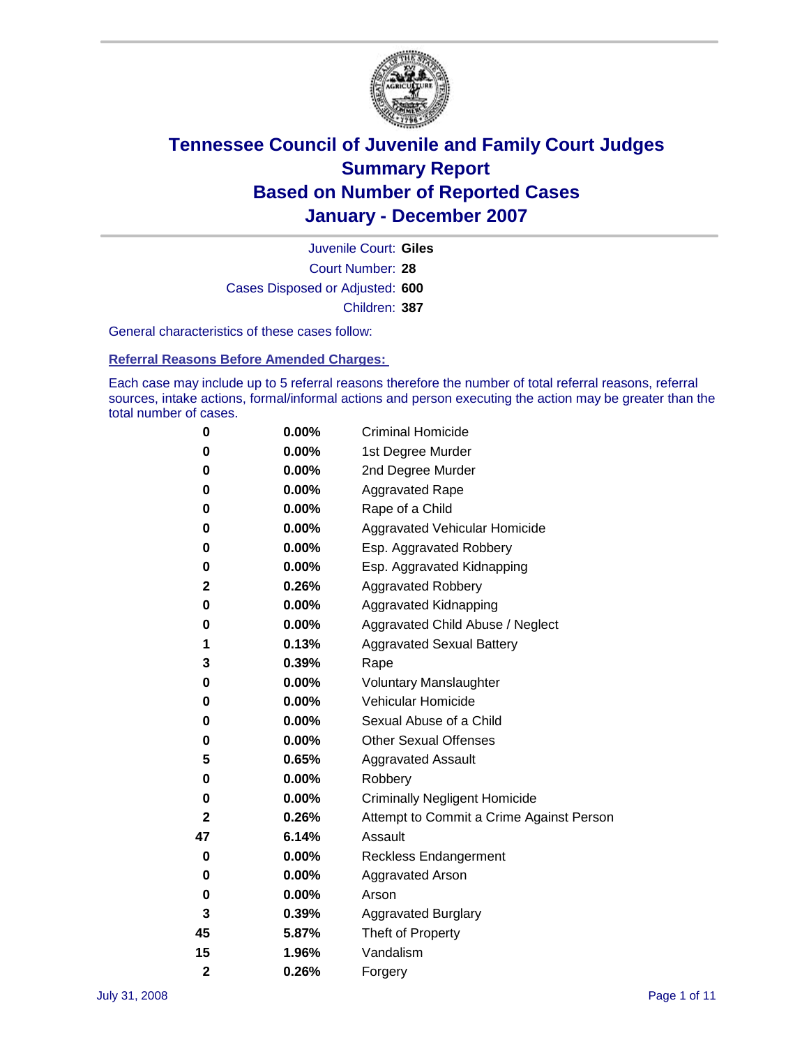# Tennessee Council of Juvenile and Family Court Judges
## Summary Report
## Based on Number of Reported Cases
## January - December 2007

Juvenile Court: **Giles**

Court Number: **28**

Cases Disposed or Adjusted: **600**

Children: **387**

General characteristics of these cases follow:

**Referral Reasons Before Amended Charges:**

Each case may include up to 5 referral reasons therefore the number of total referral reasons, referral sources, intake actions, formal/informal actions and person executing the action may be greater than the total number of cases.

| Count | Percent | Referral Reason |
|---|---|---|
| 0 | 0.00% | Criminal Homicide |
| 0 | 0.00% | 1st Degree Murder |
| 0 | 0.00% | 2nd Degree Murder |
| 0 | 0.00% | Aggravated Rape |
| 0 | 0.00% | Rape of a Child |
| 0 | 0.00% | Aggravated Vehicular Homicide |
| 0 | 0.00% | Esp. Aggravated Robbery |
| 0 | 0.00% | Esp. Aggravated Kidnapping |
| 2 | 0.26% | Aggravated Robbery |
| 0 | 0.00% | Aggravated Kidnapping |
| 0 | 0.00% | Aggravated Child Abuse / Neglect |
| 1 | 0.13% | Aggravated Sexual Battery |
| 3 | 0.39% | Rape |
| 0 | 0.00% | Voluntary Manslaughter |
| 0 | 0.00% | Vehicular Homicide |
| 0 | 0.00% | Sexual Abuse of a Child |
| 0 | 0.00% | Other Sexual Offenses |
| 5 | 0.65% | Aggravated Assault |
| 0 | 0.00% | Robbery |
| 0 | 0.00% | Criminally Negligent Homicide |
| 2 | 0.26% | Attempt to Commit a Crime Against Person |
| 47 | 6.14% | Assault |
| 0 | 0.00% | Reckless Endangerment |
| 0 | 0.00% | Aggravated Arson |
| 0 | 0.00% | Arson |
| 3 | 0.39% | Aggravated Burglary |
| 45 | 5.87% | Theft of Property |
| 15 | 1.96% | Vandalism |
| 2 | 0.26% | Forgery |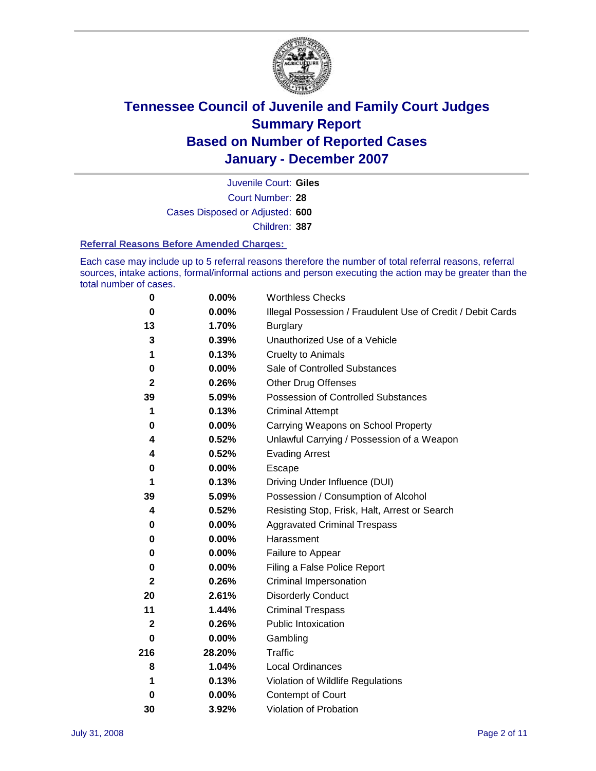# Tennessee Council of Juvenile and Family Court Judges
## Summary Report
## Based on Number of Reported Cases
## January - December 2007

Juvenile Court: **Giles**

Court Number: **28**

Cases Disposed or Adjusted: **600**

Children: **387**

### Referral Reasons Before Amended Charges:

Each case may include up to 5 referral reasons therefore the number of total referral reasons, referral sources, intake actions, formal/informal actions and person executing the action may be greater than the total number of cases.

| Count | Percent | Referral Reason |
|---|---|---|
| 0 | 0.00% | Worthless Checks |
| 0 | 0.00% | Illegal Possession / Fraudulent Use of Credit / Debit Cards |
| 13 | 1.70% | Burglary |
| 3 | 0.39% | Unauthorized Use of a Vehicle |
| 1 | 0.13% | Cruelty to Animals |
| 0 | 0.00% | Sale of Controlled Substances |
| 2 | 0.26% | Other Drug Offenses |
| 39 | 5.09% | Possession of Controlled Substances |
| 1 | 0.13% | Criminal Attempt |
| 0 | 0.00% | Carrying Weapons on School Property |
| 4 | 0.52% | Unlawful Carrying / Possession of a Weapon |
| 4 | 0.52% | Evading Arrest |
| 0 | 0.00% | Escape |
| 1 | 0.13% | Driving Under Influence (DUI) |
| 39 | 5.09% | Possession / Consumption of Alcohol |
| 4 | 0.52% | Resisting Stop, Frisk, Halt, Arrest or Search |
| 0 | 0.00% | Aggravated Criminal Trespass |
| 0 | 0.00% | Harassment |
| 0 | 0.00% | Failure to Appear |
| 0 | 0.00% | Filing a False Police Report |
| 2 | 0.26% | Criminal Impersonation |
| 20 | 2.61% | Disorderly Conduct |
| 11 | 1.44% | Criminal Trespass |
| 2 | 0.26% | Public Intoxication |
| 0 | 0.00% | Gambling |
| 216 | 28.20% | Traffic |
| 8 | 1.04% | Local Ordinances |
| 1 | 0.13% | Violation of Wildlife Regulations |
| 0 | 0.00% | Contempt of Court |
| 30 | 3.92% | Violation of Probation |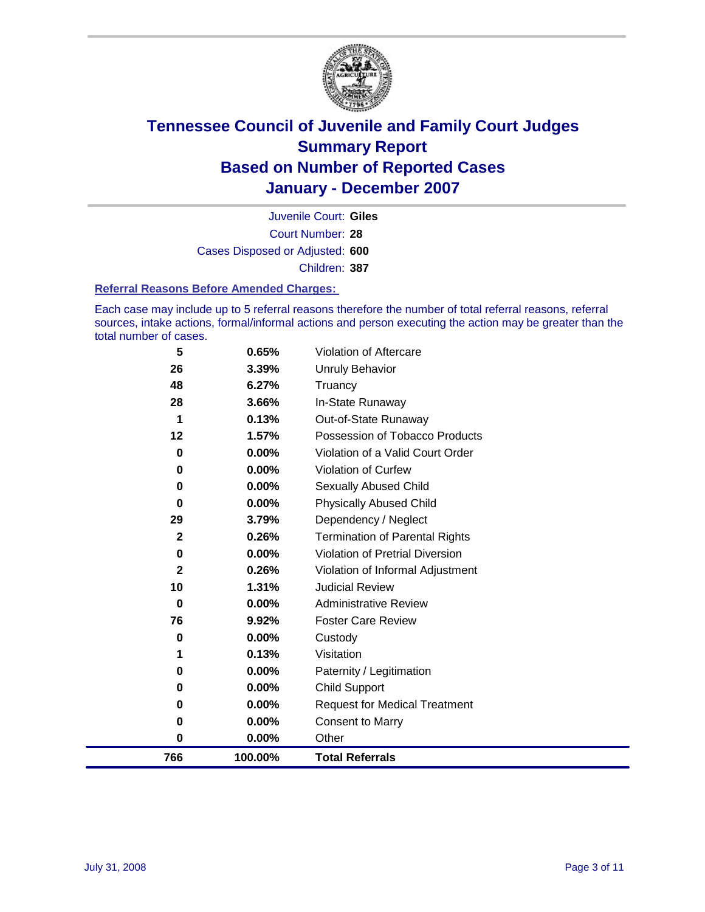# Tennessee Council of Juvenile and Family Court Judges
## Summary Report
## Based on Number of Reported Cases
## January - December 2007

Juvenile Court: **Giles**
Court Number: **28**
Cases Disposed or Adjusted: **600**
Children: **387**

### Referral Reasons Before Amended Charges:

Each case may include up to 5 referral reasons therefore the number of total referral reasons, referral sources, intake actions, formal/informal actions and person executing the action may be greater than the total number of cases.

| | | |
|---|---|---|
| 5 | 0.65% | Violation of Aftercare |
| 26 | 3.39% | Unruly Behavior |
| 48 | 6.27% | Truancy |
| 28 | 3.66% | In-State Runaway |
| 1 | 0.13% | Out-of-State Runaway |
| 12 | 1.57% | Possession of Tobacco Products |
| 0 | 0.00% | Violation of a Valid Court Order |
| 0 | 0.00% | Violation of Curfew |
| 0 | 0.00% | Sexually Abused Child |
| 0 | 0.00% | Physically Abused Child |
| 29 | 3.79% | Dependency / Neglect |
| 2 | 0.26% | Termination of Parental Rights |
| 0 | 0.00% | Violation of Pretrial Diversion |
| 2 | 0.26% | Violation of Informal Adjustment |
| 10 | 1.31% | Judicial Review |
| 0 | 0.00% | Administrative Review |
| 76 | 9.92% | Foster Care Review |
| 0 | 0.00% | Custody |
| 1 | 0.13% | Visitation |
| 0 | 0.00% | Paternity / Legitimation |
| 0 | 0.00% | Child Support |
| 0 | 0.00% | Request for Medical Treatment |
| 0 | 0.00% | Consent to Marry |
| 0 | 0.00% | Other |
| **766** | **100.00%** | **Total Referrals** |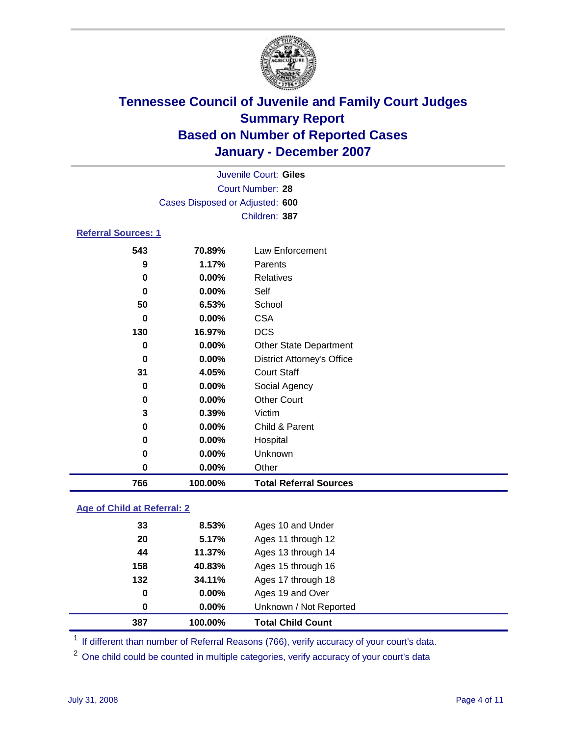# Tennessee Council of Juvenile and Family Court Judges
## Summary Report
## Based on Number of Reported Cases
## January - December 2007

Juvenile Court: **Giles**
Court Number: **28**
Cases Disposed or Adjusted: **600**
Children: **387**

### Referral Sources: 1

| Count | Percent | Source |
|---|---|---|
| 543 | 70.89% | Law Enforcement |
| 9 | 1.17% | Parents |
| 0 | 0.00% | Relatives |
| 0 | 0.00% | Self |
| 50 | 6.53% | School |
| 0 | 0.00% | CSA |
| 130 | 16.97% | DCS |
| 0 | 0.00% | Other State Department |
| 0 | 0.00% | District Attorney's Office |
| 31 | 4.05% | Court Staff |
| 0 | 0.00% | Social Agency |
| 0 | 0.00% | Other Court |
| 3 | 0.39% | Victim |
| 0 | 0.00% | Child & Parent |
| 0 | 0.00% | Hospital |
| 0 | 0.00% | Unknown |
| 0 | 0.00% | Other |
| **766** | **100.00%** | **Total Referral Sources** |

### Age of Child at Referral: 2

| Count | Percent | Age |
|---|---|---|
| 33 | 8.53% | Ages 10 and Under |
| 20 | 5.17% | Ages 11 through 12 |
| 44 | 11.37% | Ages 13 through 14 |
| 158 | 40.83% | Ages 15 through 16 |
| 132 | 34.11% | Ages 17 through 18 |
| 0 | 0.00% | Ages 19 and Over |
| 0 | 0.00% | Unknown / Not Reported |
| **387** | **100.00%** | **Total Child Count** |

[1] If different than number of Referral Reasons (766), verify accuracy of your court's data.

[2] One child could be counted in multiple categories, verify accuracy of your court's data

July 31, 2008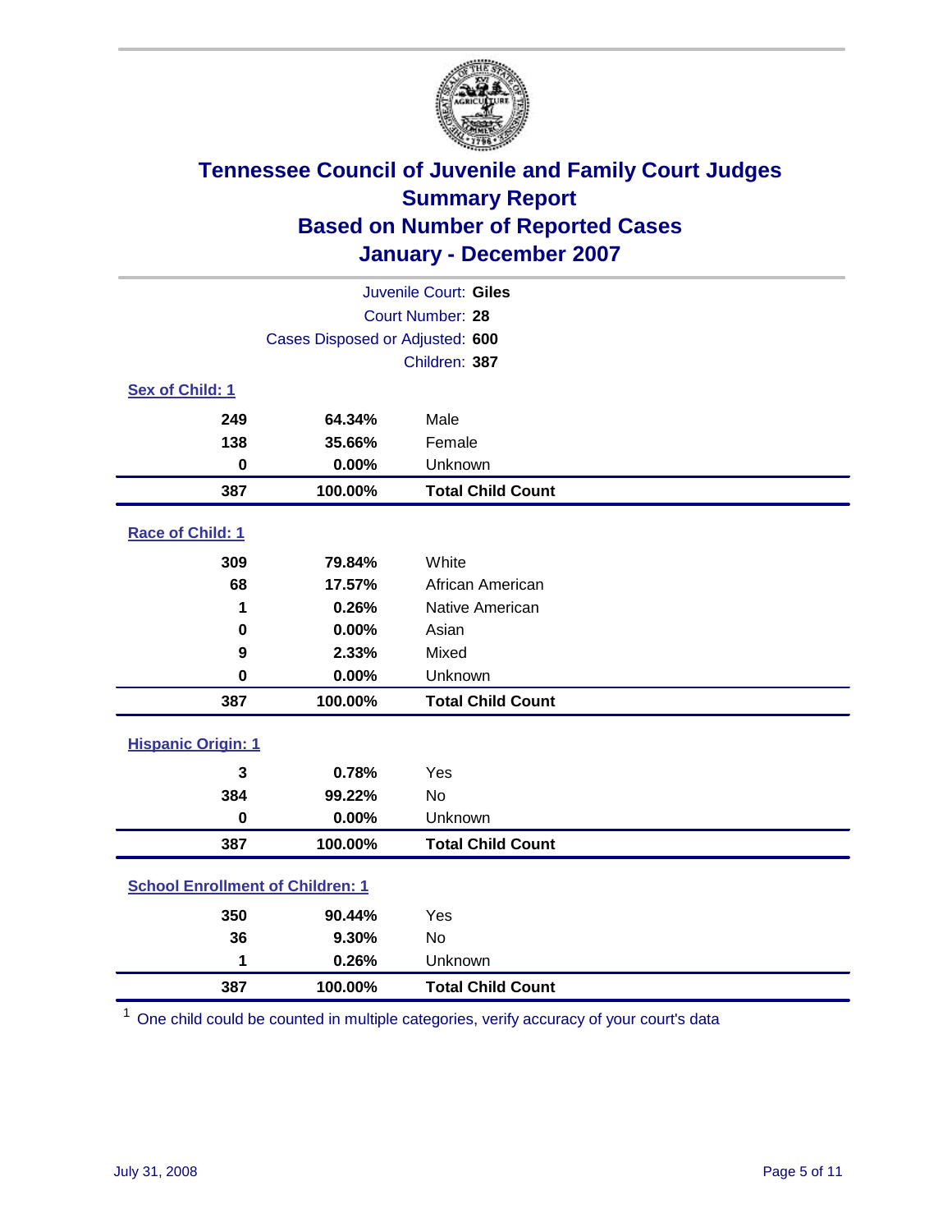# Tennessee Council of Juvenile and Family Court Judges
## Summary Report
## Based on Number of Reported Cases
## January - December 2007

Juvenile Court: **Giles**
Court Number: **28**
Cases Disposed or Adjusted: **600**
Children: **387**

### Sex of Child: 1

| | | |
|---|---|---|
| 249 | 64.34% | Male |
| 138 | 35.66% | Female |
| 0 | 0.00% | Unknown |
| **387** | **100.00%** | **Total Child Count** |

### Race of Child: 1

| | | |
|---|---|---|
| 309 | 79.84% | White |
| 68 | 17.57% | African American |
| 1 | 0.26% | Native American |
| 0 | 0.00% | Asian |
| 9 | 2.33% | Mixed |
| 0 | 0.00% | Unknown |
| **387** | **100.00%** | **Total Child Count** |

### Hispanic Origin: 1

| | | |
|---|---|---|
| 3 | 0.78% | Yes |
| 384 | 99.22% | No |
| 0 | 0.00% | Unknown |
| **387** | **100.00%** | **Total Child Count** |

### School Enrollment of Children: 1

| | | |
|---|---|---|
| 350 | 90.44% | Yes |
| 36 | 9.30% | No |
| 1 | 0.26% | Unknown |
| **387** | **100.00%** | **Total Child Count** |

[1] One child could be counted in multiple categories, verify accuracy of your court's data

July 31, 2008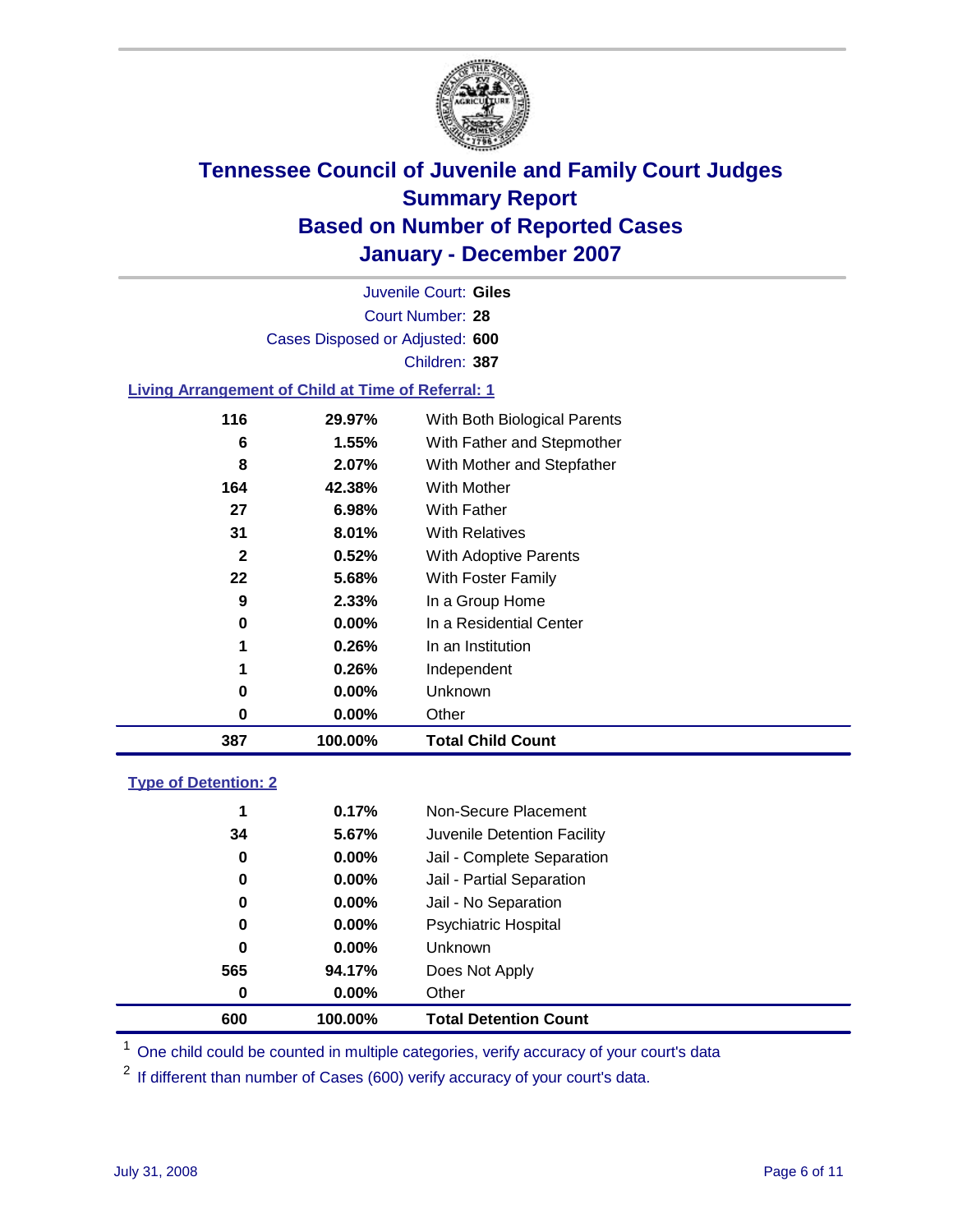# Tennessee Council of Juvenile and Family Court Judges
## Summary Report
## Based on Number of Reported Cases
## January - December 2007

Juvenile Court: **Giles**
Court Number: **28**
Cases Disposed or Adjusted: **600**
Children: **387**

### Living Arrangement of Child at Time of Referral: 1

| Count | Percent | Category |
|---|---|---|
| 116 | 29.97% | With Both Biological Parents |
| 6 | 1.55% | With Father and Stepmother |
| 8 | 2.07% | With Mother and Stepfather |
| 164 | 42.38% | With Mother |
| 27 | 6.98% | With Father |
| 31 | 8.01% | With Relatives |
| 2 | 0.52% | With Adoptive Parents |
| 22 | 5.68% | With Foster Family |
| 9 | 2.33% | In a Group Home |
| 0 | 0.00% | In a Residential Center |
| 1 | 0.26% | In an Institution |
| 1 | 0.26% | Independent |
| 0 | 0.00% | Unknown |
| 0 | 0.00% | Other |
| **387** | **100.00%** | **Total Child Count** |

### Type of Detention: 2

| Count | Percent | Category |
|---|---|---|
| 1 | 0.17% | Non-Secure Placement |
| 34 | 5.67% | Juvenile Detention Facility |
| 0 | 0.00% | Jail - Complete Separation |
| 0 | 0.00% | Jail - Partial Separation |
| 0 | 0.00% | Jail - No Separation |
| 0 | 0.00% | Psychiatric Hospital |
| 0 | 0.00% | Unknown |
| 565 | 94.17% | Does Not Apply |
| 0 | 0.00% | Other |
| **600** | **100.00%** | **Total Detention Count** |

[1] One child could be counted in multiple categories, verify accuracy of your court's data

[2] If different than number of Cases (600) verify accuracy of your court's data.

July 31, 2008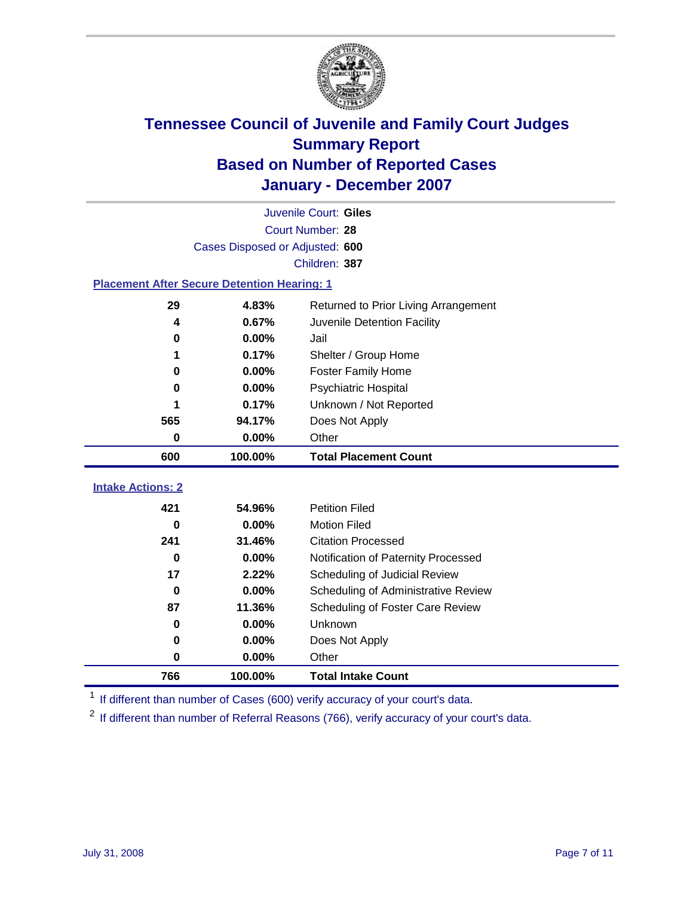# Tennessee Council of Juvenile and Family Court Judges
## Summary Report
## Based on Number of Reported Cases
## January - December 2007

Juvenile Court: **Giles**
Court Number: **28**
Cases Disposed or Adjusted: **600**
Children: **387**

### Placement After Secure Detention Hearing: 1

| Count | Percent | Placement |
|---|---|---|
| 29 | 4.83% | Returned to Prior Living Arrangement |
| 4 | 0.67% | Juvenile Detention Facility |
| 0 | 0.00% | Jail |
| 1 | 0.17% | Shelter / Group Home |
| 0 | 0.00% | Foster Family Home |
| 0 | 0.00% | Psychiatric Hospital |
| 1 | 0.17% | Unknown / Not Reported |
| 565 | 94.17% | Does Not Apply |
| 0 | 0.00% | Other |
| **600** | **100.00%** | **Total Placement Count** |

### Intake Actions: 2

| Count | Percent | Intake Action |
|---|---|---|
| 421 | 54.96% | Petition Filed |
| 0 | 0.00% | Motion Filed |
| 241 | 31.46% | Citation Processed |
| 0 | 0.00% | Notification of Paternity Processed |
| 17 | 2.22% | Scheduling of Judicial Review |
| 0 | 0.00% | Scheduling of Administrative Review |
| 87 | 11.36% | Scheduling of Foster Care Review |
| 0 | 0.00% | Unknown |
| 0 | 0.00% | Does Not Apply |
| 0 | 0.00% | Other |
| **766** | **100.00%** | **Total Intake Count** |

[1] If different than number of Cases (600) verify accuracy of your court's data.

[2] If different than number of Referral Reasons (766), verify accuracy of your court's data.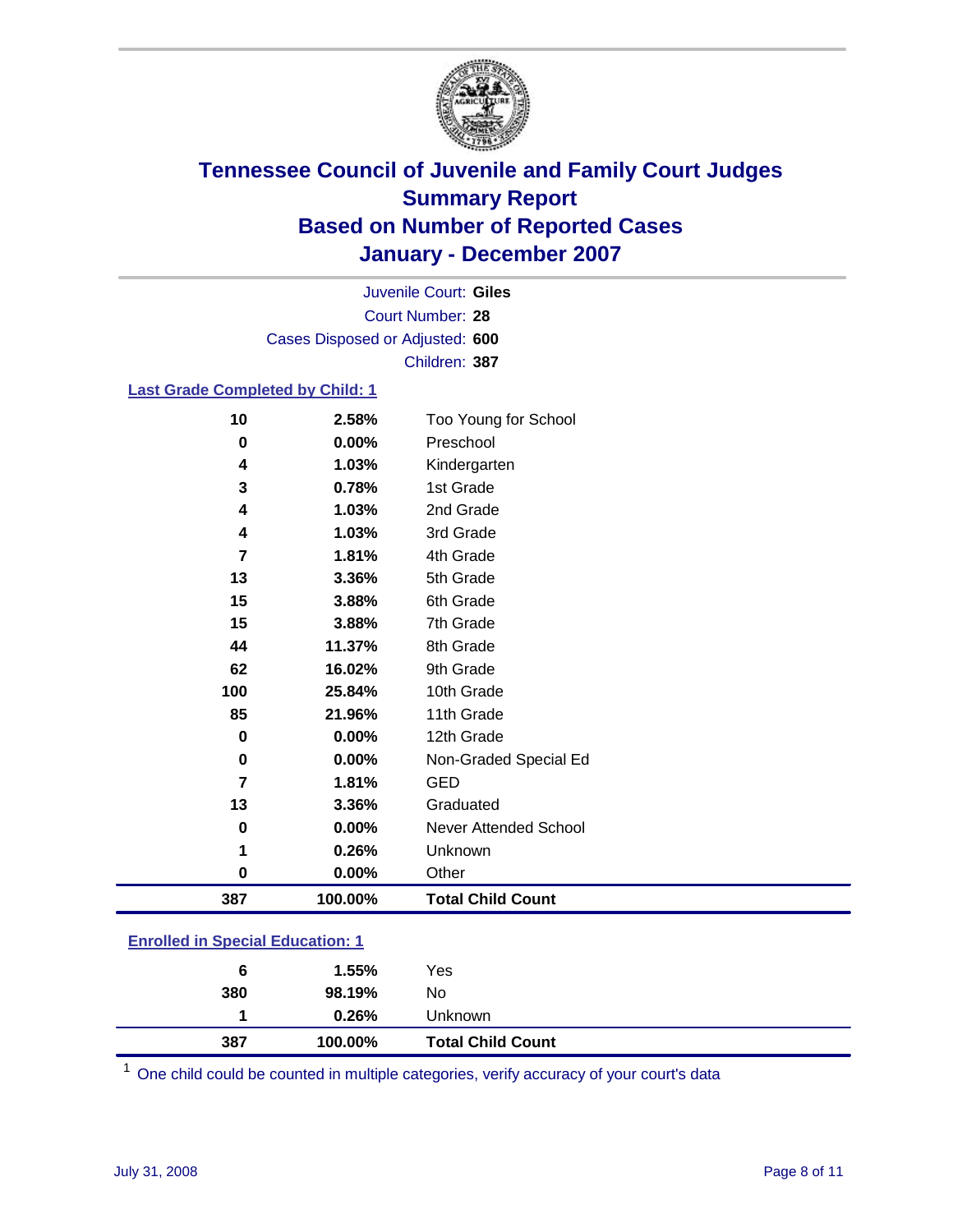# Tennessee Council of Juvenile and Family Court Judges
## Summary Report
## Based on Number of Reported Cases
## January - December 2007

Juvenile Court: **Giles**
Court Number: **28**
Cases Disposed or Adjusted: **600**
Children: **387**

### Last Grade Completed by Child: 1

| Count | Percent | Category |
|---|---|---|
| 10 | 2.58% | Too Young for School |
| 0 | 0.00% | Preschool |
| 4 | 1.03% | Kindergarten |
| 3 | 0.78% | 1st Grade |
| 4 | 1.03% | 2nd Grade |
| 4 | 1.03% | 3rd Grade |
| 7 | 1.81% | 4th Grade |
| 13 | 3.36% | 5th Grade |
| 15 | 3.88% | 6th Grade |
| 15 | 3.88% | 7th Grade |
| 44 | 11.37% | 8th Grade |
| 62 | 16.02% | 9th Grade |
| 100 | 25.84% | 10th Grade |
| 85 | 21.96% | 11th Grade |
| 0 | 0.00% | 12th Grade |
| 0 | 0.00% | Non-Graded Special Ed |
| 7 | 1.81% | GED |
| 13 | 3.36% | Graduated |
| 0 | 0.00% | Never Attended School |
| 1 | 0.26% | Unknown |
| 0 | 0.00% | Other |
| **387** | **100.00%** | **Total Child Count** |

### Enrolled in Special Education: 1

| Count | Percent | Category |
|---|---|---|
| 6 | 1.55% | Yes |
| 380 | 98.19% | No |
| 1 | 0.26% | Unknown |
| **387** | **100.00%** | **Total Child Count** |

[1] One child could be counted in multiple categories, verify accuracy of your court's data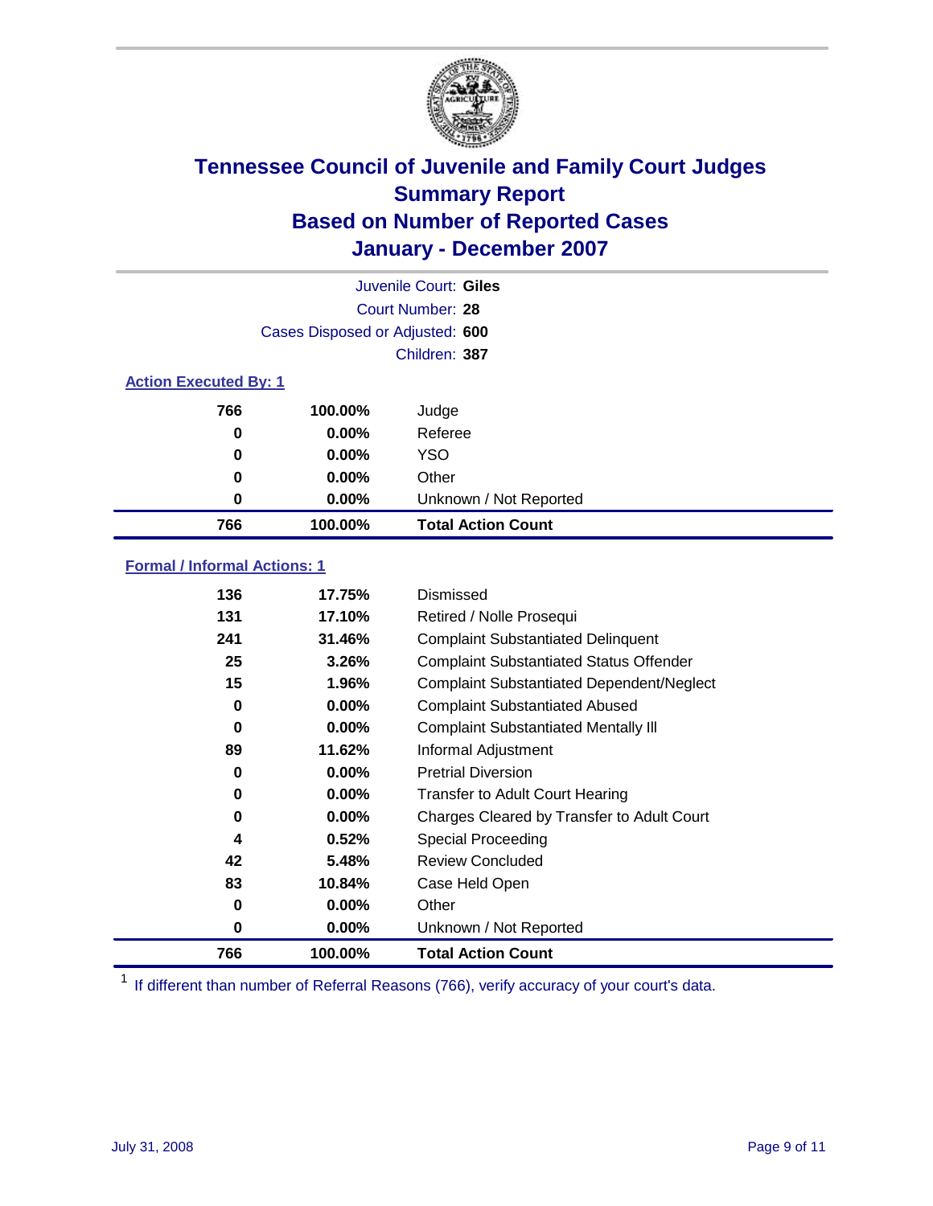# Tennessee Council of Juvenile and Family Court Judges
## Summary Report
## Based on Number of Reported Cases
## January - December 2007

Juvenile Court: **Giles**
Court Number: **28**
Cases Disposed or Adjusted: **600**
Children: **387**

### Action Executed By: 1

| | | |
|---|---|---|
| 766 | 100.00% | Judge |
| 0 | 0.00% | Referee |
| 0 | 0.00% | YSO |
| 0 | 0.00% | Other |
| 0 | 0.00% | Unknown / Not Reported |
| **766** | **100.00%** | **Total Action Count** |

### Formal / Informal Actions: 1

| | | |
|---|---|---|
| 136 | 17.75% | Dismissed |
| 131 | 17.10% | Retired / Nolle Prosequi |
| 241 | 31.46% | Complaint Substantiated Delinquent |
| 25 | 3.26% | Complaint Substantiated Status Offender |
| 15 | 1.96% | Complaint Substantiated Dependent/Neglect |
| 0 | 0.00% | Complaint Substantiated Abused |
| 0 | 0.00% | Complaint Substantiated Mentally Ill |
| 89 | 11.62% | Informal Adjustment |
| 0 | 0.00% | Pretrial Diversion |
| 0 | 0.00% | Transfer to Adult Court Hearing |
| 0 | 0.00% | Charges Cleared by Transfer to Adult Court |
| 4 | 0.52% | Special Proceeding |
| 42 | 5.48% | Review Concluded |
| 83 | 10.84% | Case Held Open |
| 0 | 0.00% | Other |
| 0 | 0.00% | Unknown / Not Reported |
| **766** | **100.00%** | **Total Action Count** |

[1] If different than number of Referral Reasons (766), verify accuracy of your court's data.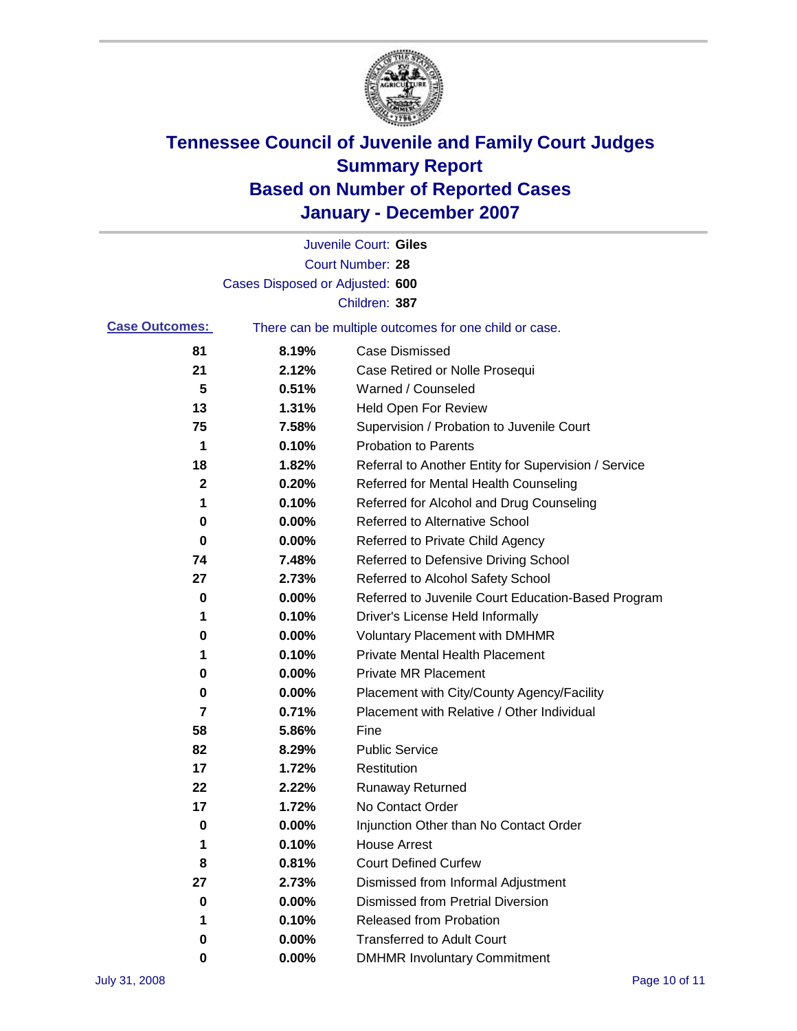# Tennessee Council of Juvenile and Family Court Judges
# Summary Report
# Based on Number of Reported Cases
# January - December 2007

Juvenile Court: **Giles**

Court Number: **28**

Cases Disposed or Adjusted: **600**

Children: **387**

**Case Outcomes:** There can be multiple outcomes for one child or case.

| | | |
|---|---|---|
| **81** | **8.19%** | Case Dismissed |
| **21** | **2.12%** | Case Retired or Nolle Prosequi |
| **5** | **0.51%** | Warned / Counseled |
| **13** | **1.31%** | Held Open For Review |
| **75** | **7.58%** | Supervision / Probation to Juvenile Court |
| **1** | **0.10%** | Probation to Parents |
| **18** | **1.82%** | Referral to Another Entity for Supervision / Service |
| **2** | **0.20%** | Referred for Mental Health Counseling |
| **1** | **0.10%** | Referred for Alcohol and Drug Counseling |
| **0** | **0.00%** | Referred to Alternative School |
| **0** | **0.00%** | Referred to Private Child Agency |
| **74** | **7.48%** | Referred to Defensive Driving School |
| **27** | **2.73%** | Referred to Alcohol Safety School |
| **0** | **0.00%** | Referred to Juvenile Court Education-Based Program |
| **1** | **0.10%** | Driver's License Held Informally |
| **0** | **0.00%** | Voluntary Placement with DMHMR |
| **1** | **0.10%** | Private Mental Health Placement |
| **0** | **0.00%** | Private MR Placement |
| **0** | **0.00%** | Placement with City/County Agency/Facility |
| **7** | **0.71%** | Placement with Relative / Other Individual |
| **58** | **5.86%** | Fine |
| **82** | **8.29%** | Public Service |
| **17** | **1.72%** | Restitution |
| **22** | **2.22%** | Runaway Returned |
| **17** | **1.72%** | No Contact Order |
| **0** | **0.00%** | Injunction Other than No Contact Order |
| **1** | **0.10%** | House Arrest |
| **8** | **0.81%** | Court Defined Curfew |
| **27** | **2.73%** | Dismissed from Informal Adjustment |
| **0** | **0.00%** | Dismissed from Pretrial Diversion |
| **1** | **0.10%** | Released from Probation |
| **0** | **0.00%** | Transferred to Adult Court |
| **0** | **0.00%** | DMHMR Involuntary Commitment |

July 31, 2008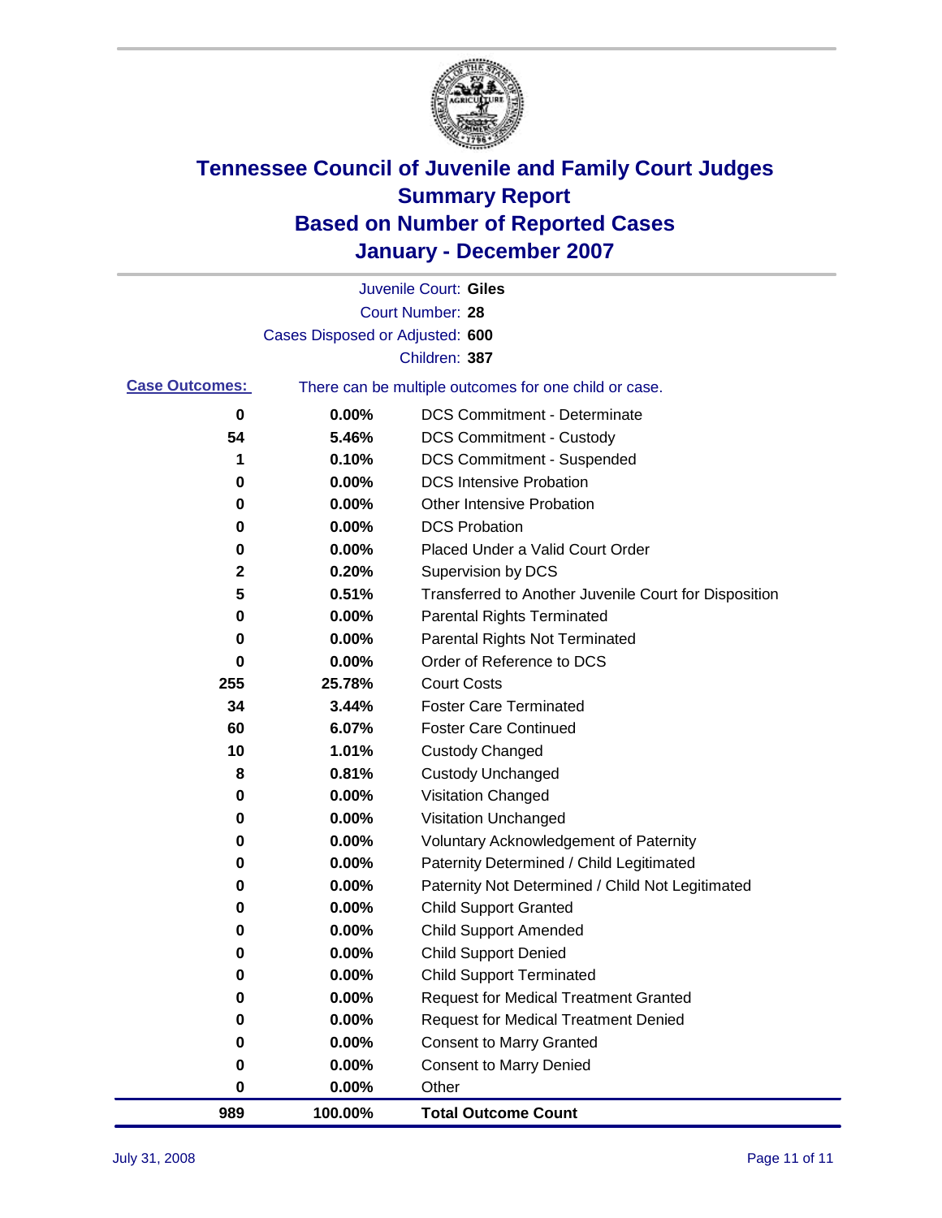# Tennessee Council of Juvenile and Family Court Judges
# Summary Report
# Based on Number of Reported Cases
# January - December 2007

Juvenile Court: **Giles**

Court Number: **28**

Cases Disposed or Adjusted: **600**

Children: **387**

**Case Outcomes:** There can be multiple outcomes for one child or case.

| | | |
|---|---|---|
| 0 | 0.00% | DCS Commitment - Determinate |
| 54 | 5.46% | DCS Commitment - Custody |
| 1 | 0.10% | DCS Commitment - Suspended |
| 0 | 0.00% | DCS Intensive Probation |
| 0 | 0.00% | Other Intensive Probation |
| 0 | 0.00% | DCS Probation |
| 0 | 0.00% | Placed Under a Valid Court Order |
| 2 | 0.20% | Supervision by DCS |
| 5 | 0.51% | Transferred to Another Juvenile Court for Disposition |
| 0 | 0.00% | Parental Rights Terminated |
| 0 | 0.00% | Parental Rights Not Terminated |
| 0 | 0.00% | Order of Reference to DCS |
| 255 | 25.78% | Court Costs |
| 34 | 3.44% | Foster Care Terminated |
| 60 | 6.07% | Foster Care Continued |
| 10 | 1.01% | Custody Changed |
| 8 | 0.81% | Custody Unchanged |
| 0 | 0.00% | Visitation Changed |
| 0 | 0.00% | Visitation Unchanged |
| 0 | 0.00% | Voluntary Acknowledgement of Paternity |
| 0 | 0.00% | Paternity Determined / Child Legitimated |
| 0 | 0.00% | Paternity Not Determined / Child Not Legitimated |
| 0 | 0.00% | Child Support Granted |
| 0 | 0.00% | Child Support Amended |
| 0 | 0.00% | Child Support Denied |
| 0 | 0.00% | Child Support Terminated |
| 0 | 0.00% | Request for Medical Treatment Granted |
| 0 | 0.00% | Request for Medical Treatment Denied |
| 0 | 0.00% | Consent to Marry Granted |
| 0 | 0.00% | Consent to Marry Denied |
| 0 | 0.00% | Other |
| **989** | **100.00%** | **Total Outcome Count** |

July 31, 2008